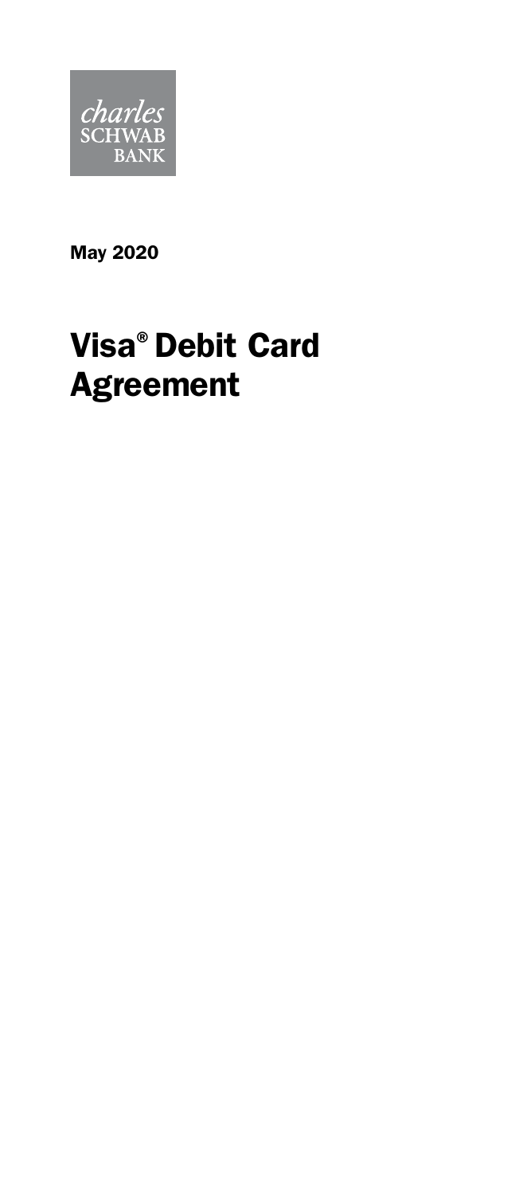charles
SCHWAB
BANK

May 2020

# Visa® Debit Card Agreement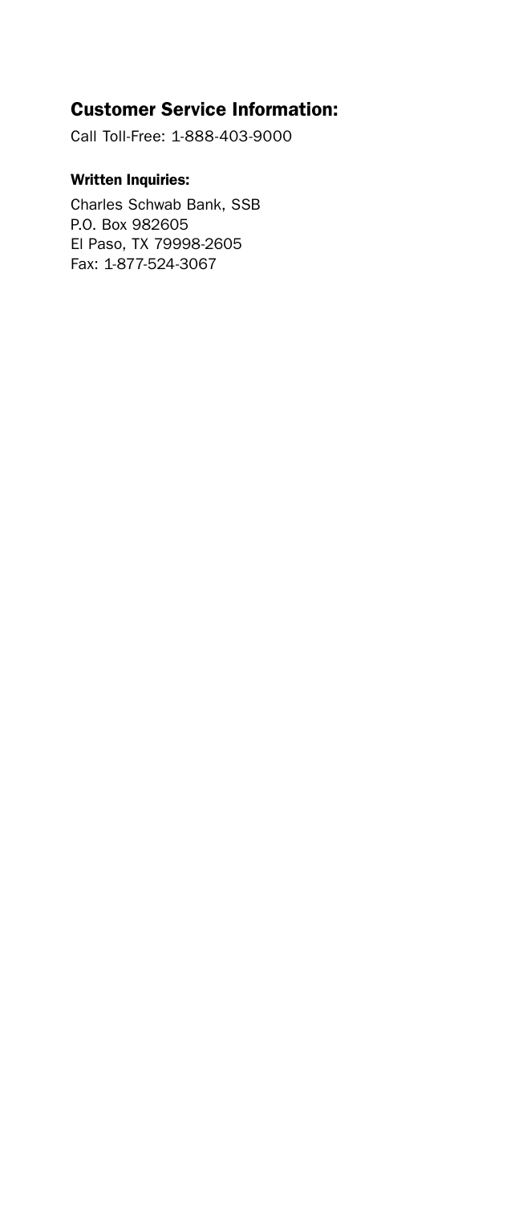## Customer Service Information:

Call Toll-Free: 1-888-403-9000

### Written Inquiries:

Charles Schwab Bank, SSB
P.O. Box 982605
El Paso, TX 79998-2605
Fax: 1-877-524-3067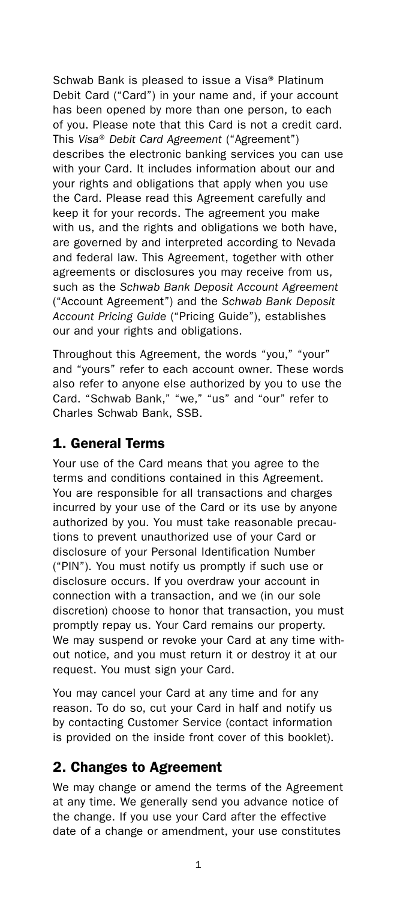Schwab Bank is pleased to issue a Visa® Platinum Debit Card ("Card") in your name and, if your account has been opened by more than one person, to each of you. Please note that this Card is not a credit card. This *Visa® Debit Card Agreement* ("Agreement") describes the electronic banking services you can use with your Card. It includes information about our and your rights and obligations that apply when you use the Card. Please read this Agreement carefully and keep it for your records. The agreement you make with us, and the rights and obligations we both have, are governed by and interpreted according to Nevada and federal law. This Agreement, together with other agreements or disclosures you may receive from us, such as the *Schwab Bank Deposit Account Agreement* ("Account Agreement") and the *Schwab Bank Deposit Account Pricing Guide* ("Pricing Guide"), establishes our and your rights and obligations.

Throughout this Agreement, the words "you," "your" and "yours" refer to each account owner. These words also refer to anyone else authorized by you to use the Card. "Schwab Bank," "we," "us" and "our" refer to Charles Schwab Bank, SSB.

## 1. General Terms

Your use of the Card means that you agree to the terms and conditions contained in this Agreement. You are responsible for all transactions and charges incurred by your use of the Card or its use by anyone authorized by you. You must take reasonable precautions to prevent unauthorized use of your Card or disclosure of your Personal Identification Number ("PIN"). You must notify us promptly if such use or disclosure occurs. If you overdraw your account in connection with a transaction, and we (in our sole discretion) choose to honor that transaction, you must promptly repay us. Your Card remains our property. We may suspend or revoke your Card at any time without notice, and you must return it or destroy it at our request. You must sign your Card.

You may cancel your Card at any time and for any reason. To do so, cut your Card in half and notify us by contacting Customer Service (contact information is provided on the inside front cover of this booklet).

## 2. Changes to Agreement

We may change or amend the terms of the Agreement at any time. We generally send you advance notice of the change. If you use your Card after the effective date of a change or amendment, your use constitutes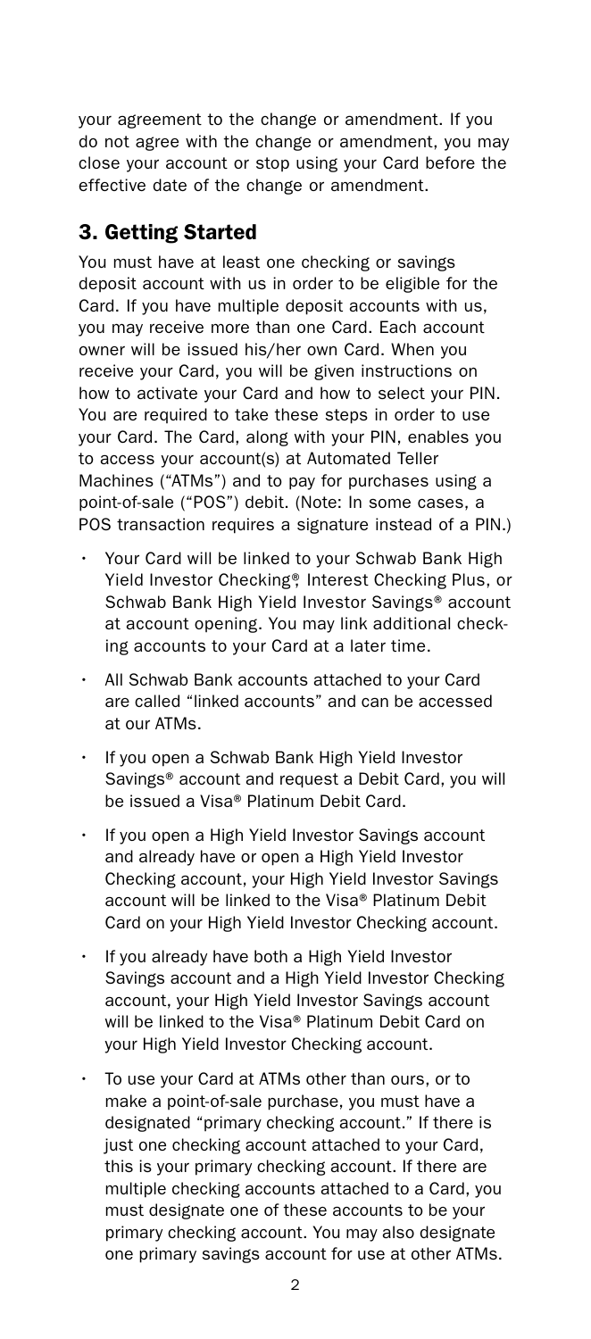your agreement to the change or amendment. If you do not agree with the change or amendment, you may close your account or stop using your Card before the effective date of the change or amendment.

## 3. Getting Started

You must have at least one checking or savings deposit account with us in order to be eligible for the Card. If you have multiple deposit accounts with us, you may receive more than one Card. Each account owner will be issued his/her own Card. When you receive your Card, you will be given instructions on how to activate your Card and how to select your PIN. You are required to take these steps in order to use your Card. The Card, along with your PIN, enables you to access your account(s) at Automated Teller Machines ("ATMs") and to pay for purchases using a point-of-sale ("POS") debit. (Note: In some cases, a POS transaction requires a signature instead of a PIN.)

- Your Card will be linked to your Schwab Bank High Yield Investor Checking®, Interest Checking Plus, or Schwab Bank High Yield Investor Savings® account at account opening. You may link additional checking accounts to your Card at a later time.
- All Schwab Bank accounts attached to your Card are called "linked accounts" and can be accessed at our ATMs.
- If you open a Schwab Bank High Yield Investor Savings® account and request a Debit Card, you will be issued a Visa® Platinum Debit Card.
- If you open a High Yield Investor Savings account and already have or open a High Yield Investor Checking account, your High Yield Investor Savings account will be linked to the Visa® Platinum Debit Card on your High Yield Investor Checking account.
- If you already have both a High Yield Investor Savings account and a High Yield Investor Checking account, your High Yield Investor Savings account will be linked to the Visa® Platinum Debit Card on your High Yield Investor Checking account.
- To use your Card at ATMs other than ours, or to make a point-of-sale purchase, you must have a designated "primary checking account." If there is just one checking account attached to your Card, this is your primary checking account. If there are multiple checking accounts attached to a Card, you must designate one of these accounts to be your primary checking account. You may also designate one primary savings account for use at other ATMs.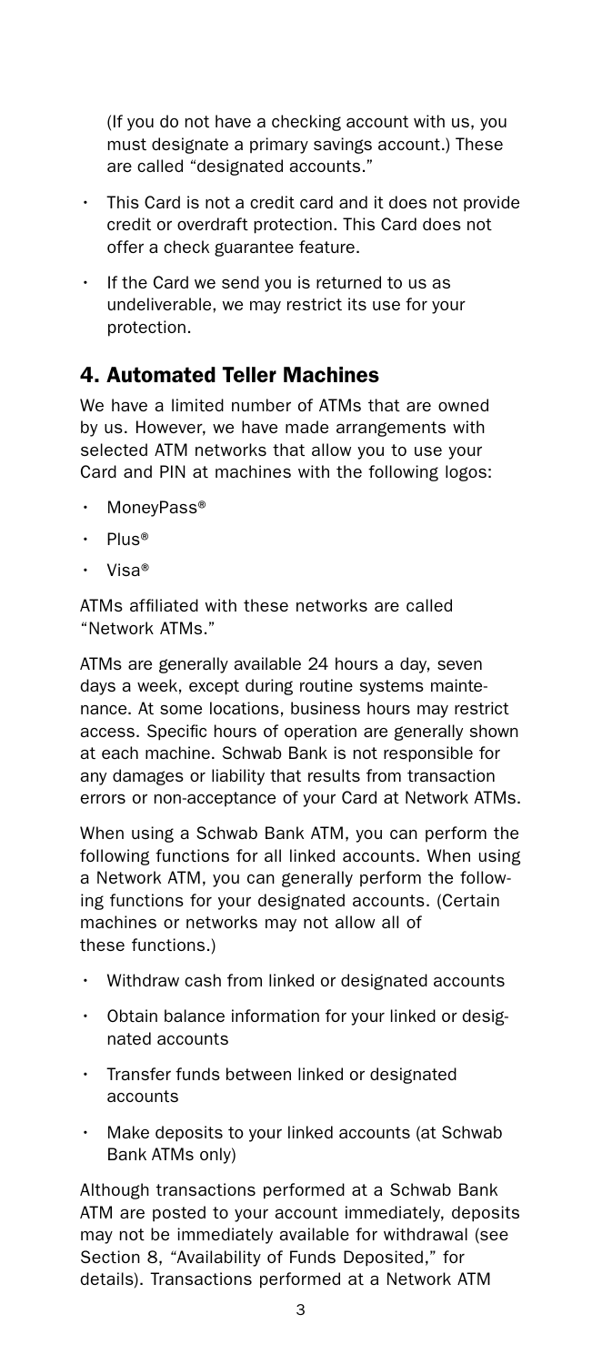(If you do not have a checking account with us, you must designate a primary savings account.) These are called "designated accounts."

- This Card is not a credit card and it does not provide credit or overdraft protection. This Card does not offer a check guarantee feature.
- If the Card we send you is returned to us as undeliverable, we may restrict its use for your protection.

## 4. Automated Teller Machines

We have a limited number of ATMs that are owned by us. However, we have made arrangements with selected ATM networks that allow you to use your Card and PIN at machines with the following logos:

- MoneyPass®
- Plus®
- Visa®

ATMs affiliated with these networks are called "Network ATMs."

ATMs are generally available 24 hours a day, seven days a week, except during routine systems maintenance. At some locations, business hours may restrict access. Specific hours of operation are generally shown at each machine. Schwab Bank is not responsible for any damages or liability that results from transaction errors or non-acceptance of your Card at Network ATMs.

When using a Schwab Bank ATM, you can perform the following functions for all linked accounts. When using a Network ATM, you can generally perform the following functions for your designated accounts. (Certain machines or networks may not allow all of these functions.)

- Withdraw cash from linked or designated accounts
- Obtain balance information for your linked or designated accounts
- Transfer funds between linked or designated accounts
- Make deposits to your linked accounts (at Schwab Bank ATMs only)

Although transactions performed at a Schwab Bank ATM are posted to your account immediately, deposits may not be immediately available for withdrawal (see Section 8, "Availability of Funds Deposited," for details). Transactions performed at a Network ATM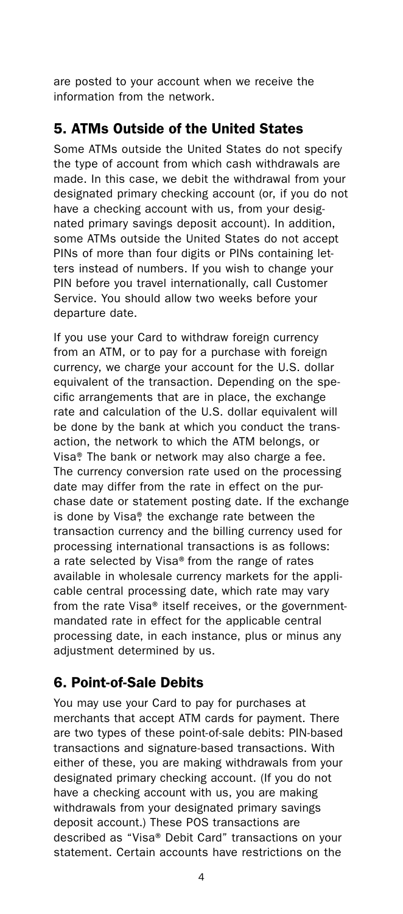are posted to your account when we receive the information from the network.

## 5. ATMs Outside of the United States

Some ATMs outside the United States do not specify the type of account from which cash withdrawals are made. In this case, we debit the withdrawal from your designated primary checking account (or, if you do not have a checking account with us, from your designated primary savings deposit account). In addition, some ATMs outside the United States do not accept PINs of more than four digits or PINs containing letters instead of numbers. If you wish to change your PIN before you travel internationally, call Customer Service. You should allow two weeks before your departure date.

If you use your Card to withdraw foreign currency from an ATM, or to pay for a purchase with foreign currency, we charge your account for the U.S. dollar equivalent of the transaction. Depending on the specific arrangements that are in place, the exchange rate and calculation of the U.S. dollar equivalent will be done by the bank at which you conduct the transaction, the network to which the ATM belongs, or Visa®. The bank or network may also charge a fee. The currency conversion rate used on the processing date may differ from the rate in effect on the purchase date or statement posting date. If the exchange is done by Visa®, the exchange rate between the transaction currency and the billing currency used for processing international transactions is as follows: a rate selected by Visa® from the range of rates available in wholesale currency markets for the applicable central processing date, which rate may vary from the rate Visa® itself receives, or the government-mandated rate in effect for the applicable central processing date, in each instance, plus or minus any adjustment determined by us.

## 6. Point-of-Sale Debits

You may use your Card to pay for purchases at merchants that accept ATM cards for payment. There are two types of these point-of-sale debits: PIN-based transactions and signature-based transactions. With either of these, you are making withdrawals from your designated primary checking account. (If you do not have a checking account with us, you are making withdrawals from your designated primary savings deposit account.) These POS transactions are described as "Visa® Debit Card" transactions on your statement. Certain accounts have restrictions on the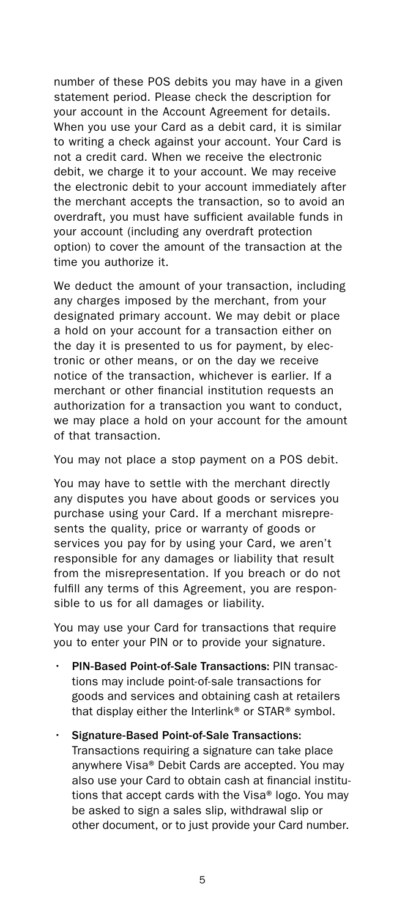number of these POS debits you may have in a given statement period. Please check the description for your account in the Account Agreement for details. When you use your Card as a debit card, it is similar to writing a check against your account. Your Card is not a credit card. When we receive the electronic debit, we charge it to your account. We may receive the electronic debit to your account immediately after the merchant accepts the transaction, so to avoid an overdraft, you must have sufficient available funds in your account (including any overdraft protection option) to cover the amount of the transaction at the time you authorize it.

We deduct the amount of your transaction, including any charges imposed by the merchant, from your designated primary account. We may debit or place a hold on your account for a transaction either on the day it is presented to us for payment, by electronic or other means, or on the day we receive notice of the transaction, whichever is earlier. If a merchant or other financial institution requests an authorization for a transaction you want to conduct, we may place a hold on your account for the amount of that transaction.

You may not place a stop payment on a POS debit.

You may have to settle with the merchant directly any disputes you have about goods or services you purchase using your Card. If a merchant misrepresents the quality, price or warranty of goods or services you pay for by using your Card, we aren't responsible for any damages or liability that result from the misrepresentation. If you breach or do not fulfill any terms of this Agreement, you are responsible to us for all damages or liability.

You may use your Card for transactions that require you to enter your PIN or to provide your signature.

- **PIN-Based Point-of-Sale Transactions:** PIN transactions may include point-of-sale transactions for goods and services and obtaining cash at retailers that display either the Interlink® or STAR® symbol.
- **Signature-Based Point-of-Sale Transactions:** Transactions requiring a signature can take place anywhere Visa® Debit Cards are accepted. You may also use your Card to obtain cash at financial institutions that accept cards with the Visa® logo. You may be asked to sign a sales slip, withdrawal slip or other document, or to just provide your Card number.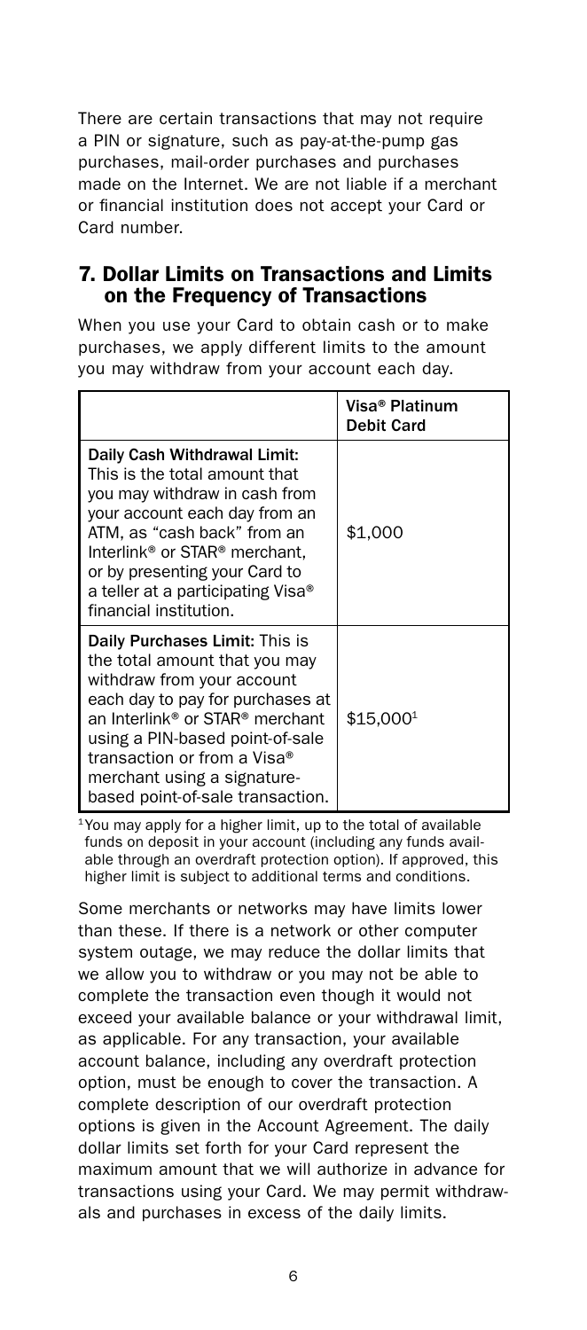There are certain transactions that may not require a PIN or signature, such as pay-at-the-pump gas purchases, mail-order purchases and purchases made on the Internet. We are not liable if a merchant or financial institution does not accept your Card or Card number.

## 7. Dollar Limits on Transactions and Limits on the Frequency of Transactions

When you use your Card to obtain cash or to make purchases, we apply different limits to the amount you may withdraw from your account each day.

| | Visa® Platinum Debit Card |
|---|---|
| **Daily Cash Withdrawal Limit:** This is the total amount that you may withdraw in cash from your account each day from an ATM, as "cash back" from an Interlink® or STAR® merchant, or by presenting your Card to a teller at a participating Visa® financial institution. | $1,000 |
| **Daily Purchases Limit:** This is the total amount that you may withdraw from your account each day to pay for purchases at an Interlink® or STAR® merchant using a PIN-based point-of-sale transaction or from a Visa® merchant using a signature-based point-of-sale transaction. | $15,000[1] |

[1] You may apply for a higher limit, up to the total of available funds on deposit in your account (including any funds available through an overdraft protection option). If approved, this higher limit is subject to additional terms and conditions.

Some merchants or networks may have limits lower than these. If there is a network or other computer system outage, we may reduce the dollar limits that we allow you to withdraw or you may not be able to complete the transaction even though it would not exceed your available balance or your withdrawal limit, as applicable. For any transaction, your available account balance, including any overdraft protection option, must be enough to cover the transaction. A complete description of our overdraft protection options is given in the Account Agreement. The daily dollar limits set forth for your Card represent the maximum amount that we will authorize in advance for transactions using your Card. We may permit withdrawals and purchases in excess of the daily limits.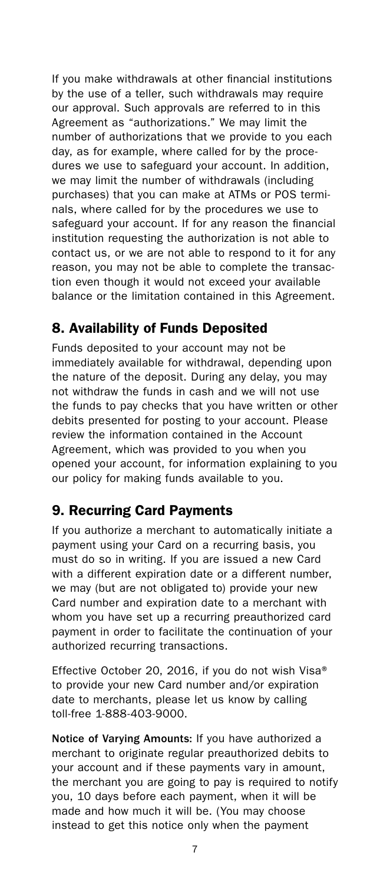If you make withdrawals at other financial institutions by the use of a teller, such withdrawals may require our approval. Such approvals are referred to in this Agreement as "authorizations." We may limit the number of authorizations that we provide to you each day, as for example, where called for by the procedures we use to safeguard your account. In addition, we may limit the number of withdrawals (including purchases) that you can make at ATMs or POS terminals, where called for by the procedures we use to safeguard your account. If for any reason the financial institution requesting the authorization is not able to contact us, or we are not able to respond to it for any reason, you may not be able to complete the transaction even though it would not exceed your available balance or the limitation contained in this Agreement.

## 8. Availability of Funds Deposited

Funds deposited to your account may not be immediately available for withdrawal, depending upon the nature of the deposit. During any delay, you may not withdraw the funds in cash and we will not use the funds to pay checks that you have written or other debits presented for posting to your account. Please review the information contained in the Account Agreement, which was provided to you when you opened your account, for information explaining to you our policy for making funds available to you.

## 9. Recurring Card Payments

If you authorize a merchant to automatically initiate a payment using your Card on a recurring basis, you must do so in writing. If you are issued a new Card with a different expiration date or a different number, we may (but are not obligated to) provide your new Card number and expiration date to a merchant with whom you have set up a recurring preauthorized card payment in order to facilitate the continuation of your authorized recurring transactions.

Effective October 20, 2016, if you do not wish Visa® to provide your new Card number and/or expiration date to merchants, please let us know by calling toll-free 1-888-403-9000.

**Notice of Varying Amounts:** If you have authorized a merchant to originate regular preauthorized debits to your account and if these payments vary in amount, the merchant you are going to pay is required to notify you, 10 days before each payment, when it will be made and how much it will be. (You may choose instead to get this notice only when the payment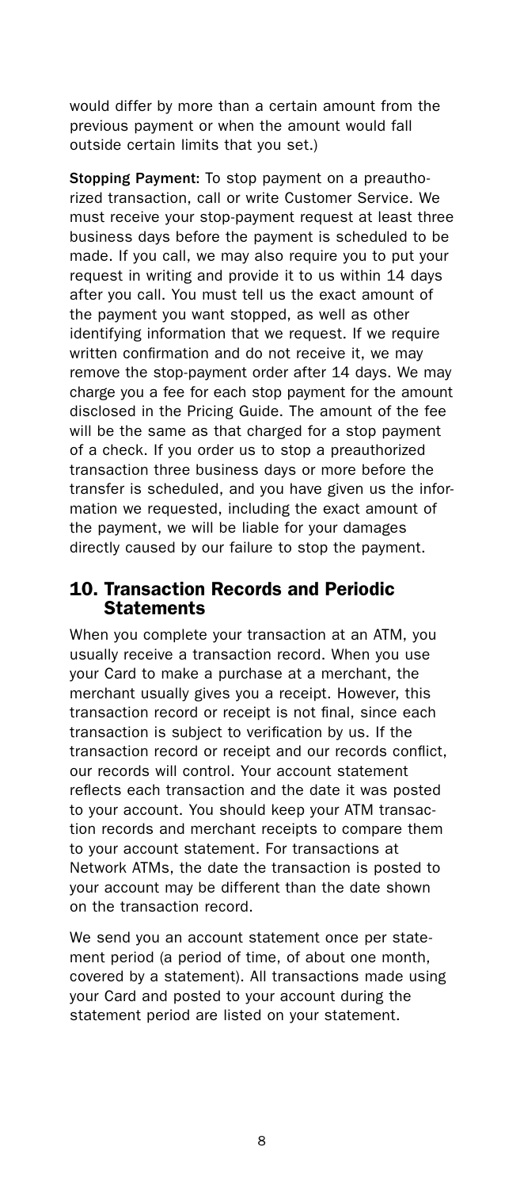would differ by more than a certain amount from the previous payment or when the amount would fall outside certain limits that you set.)

**Stopping Payment:** To stop payment on a preauthorized transaction, call or write Customer Service. We must receive your stop-payment request at least three business days before the payment is scheduled to be made. If you call, we may also require you to put your request in writing and provide it to us within 14 days after you call. You must tell us the exact amount of the payment you want stopped, as well as other identifying information that we request. If we require written confirmation and do not receive it, we may remove the stop-payment order after 14 days. We may charge you a fee for each stop payment for the amount disclosed in the Pricing Guide. The amount of the fee will be the same as that charged for a stop payment of a check. If you order us to stop a preauthorized transaction three business days or more before the transfer is scheduled, and you have given us the information we requested, including the exact amount of the payment, we will be liable for your damages directly caused by our failure to stop the payment.

## 10. Transaction Records and Periodic Statements

When you complete your transaction at an ATM, you usually receive a transaction record. When you use your Card to make a purchase at a merchant, the merchant usually gives you a receipt. However, this transaction record or receipt is not final, since each transaction is subject to verification by us. If the transaction record or receipt and our records conflict, our records will control. Your account statement reflects each transaction and the date it was posted to your account. You should keep your ATM transaction records and merchant receipts to compare them to your account statement. For transactions at Network ATMs, the date the transaction is posted to your account may be different than the date shown on the transaction record.

We send you an account statement once per statement period (a period of time, of about one month, covered by a statement). All transactions made using your Card and posted to your account during the statement period are listed on your statement.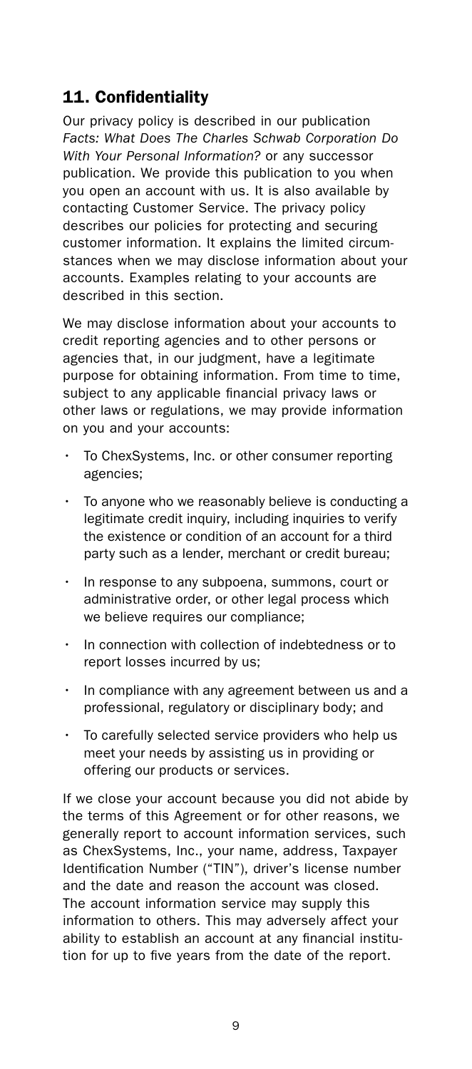## 11. Confidentiality

Our privacy policy is described in our publication *Facts: What Does The Charles Schwab Corporation Do With Your Personal Information?* or any successor publication. We provide this publication to you when you open an account with us. It is also available by contacting Customer Service. The privacy policy describes our policies for protecting and securing customer information. It explains the limited circumstances when we may disclose information about your accounts. Examples relating to your accounts are described in this section.

We may disclose information about your accounts to credit reporting agencies and to other persons or agencies that, in our judgment, have a legitimate purpose for obtaining information. From time to time, subject to any applicable financial privacy laws or other laws or regulations, we may provide information on you and your accounts:

- To ChexSystems, Inc. or other consumer reporting agencies;
- To anyone who we reasonably believe is conducting a legitimate credit inquiry, including inquiries to verify the existence or condition of an account for a third party such as a lender, merchant or credit bureau;
- In response to any subpoena, summons, court or administrative order, or other legal process which we believe requires our compliance;
- In connection with collection of indebtedness or to report losses incurred by us;
- In compliance with any agreement between us and a professional, regulatory or disciplinary body; and
- To carefully selected service providers who help us meet your needs by assisting us in providing or offering our products or services.

If we close your account because you did not abide by the terms of this Agreement or for other reasons, we generally report to account information services, such as ChexSystems, Inc., your name, address, Taxpayer Identification Number ("TIN"), driver's license number and the date and reason the account was closed. The account information service may supply this information to others. This may adversely affect your ability to establish an account at any financial institution for up to five years from the date of the report.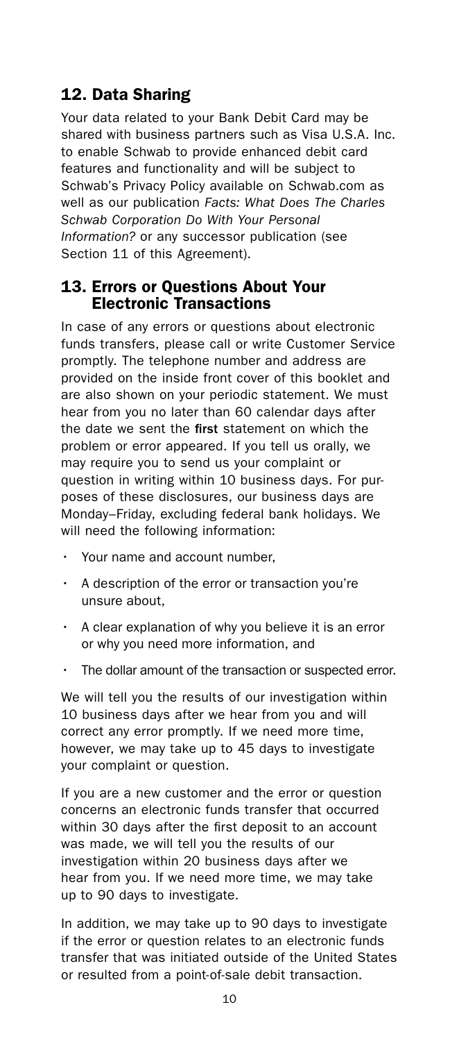## 12. Data Sharing

Your data related to your Bank Debit Card may be shared with business partners such as Visa U.S.A. Inc. to enable Schwab to provide enhanced debit card features and functionality and will be subject to Schwab's Privacy Policy available on Schwab.com as well as our publication *Facts: What Does The Charles Schwab Corporation Do With Your Personal Information?* or any successor publication (see Section 11 of this Agreement).

## 13. Errors or Questions About Your Electronic Transactions

In case of any errors or questions about electronic funds transfers, please call or write Customer Service promptly. The telephone number and address are provided on the inside front cover of this booklet and are also shown on your periodic statement. We must hear from you no later than 60 calendar days after the date we sent the **first** statement on which the problem or error appeared. If you tell us orally, we may require you to send us your complaint or question in writing within 10 business days. For purposes of these disclosures, our business days are Monday–Friday, excluding federal bank holidays. We will need the following information:

- Your name and account number,
- A description of the error or transaction you're unsure about,
- A clear explanation of why you believe it is an error or why you need more information, and
- The dollar amount of the transaction or suspected error.

We will tell you the results of our investigation within 10 business days after we hear from you and will correct any error promptly. If we need more time, however, we may take up to 45 days to investigate your complaint or question.

If you are a new customer and the error or question concerns an electronic funds transfer that occurred within 30 days after the first deposit to an account was made, we will tell you the results of our investigation within 20 business days after we hear from you. If we need more time, we may take up to 90 days to investigate.

In addition, we may take up to 90 days to investigate if the error or question relates to an electronic funds transfer that was initiated outside of the United States or resulted from a point-of-sale debit transaction.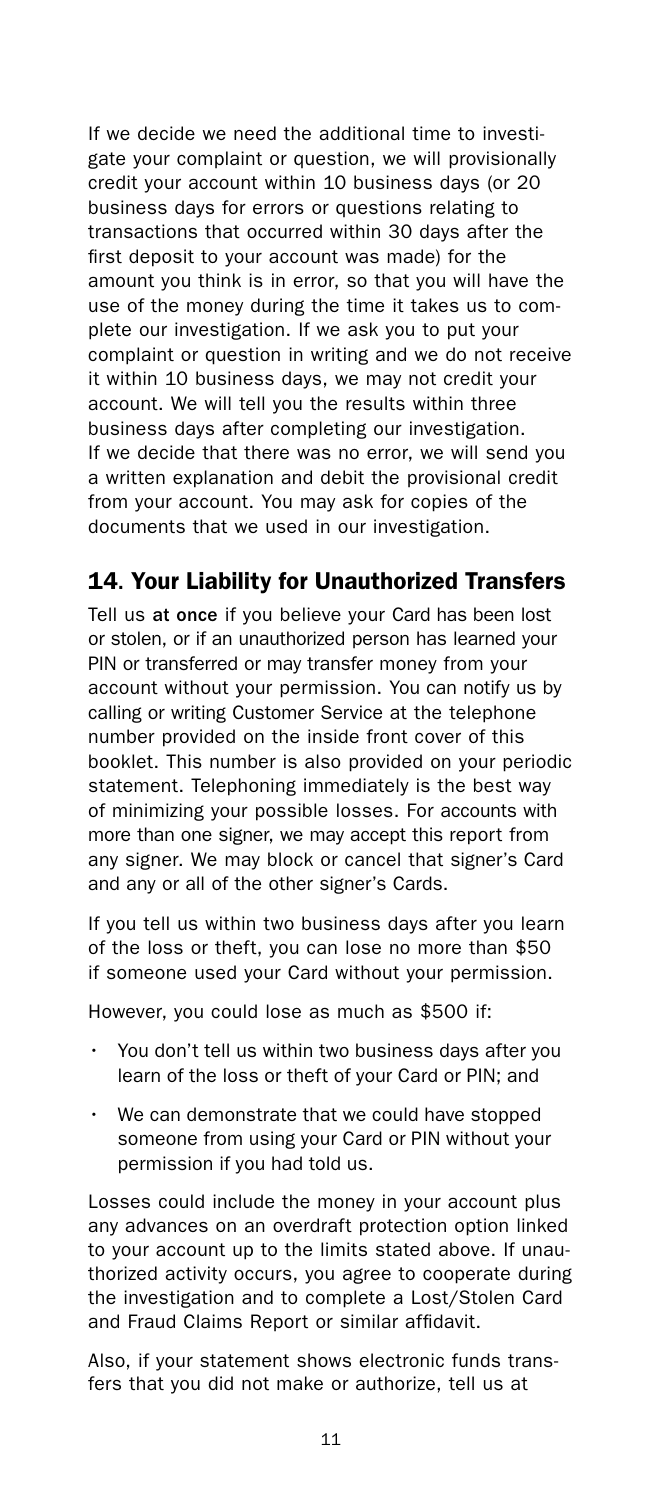If we decide we need the additional time to investigate your complaint or question, we will provisionally credit your account within 10 business days (or 20 business days for errors or questions relating to transactions that occurred within 30 days after the first deposit to your account was made) for the amount you think is in error, so that you will have the use of the money during the time it takes us to complete our investigation. If we ask you to put your complaint or question in writing and we do not receive it within 10 business days, we may not credit your account. We will tell you the results within three business days after completing our investigation. If we decide that there was no error, we will send you a written explanation and debit the provisional credit from your account. You may ask for copies of the documents that we used in our investigation.

## 14. Your Liability for Unauthorized Transfers

Tell us **at once** if you believe your Card has been lost or stolen, or if an unauthorized person has learned your PIN or transferred or may transfer money from your account without your permission. You can notify us by calling or writing Customer Service at the telephone number provided on the inside front cover of this booklet. This number is also provided on your periodic statement. Telephoning immediately is the best way of minimizing your possible losses. For accounts with more than one signer, we may accept this report from any signer. We may block or cancel that signer's Card and any or all of the other signer's Cards.

If you tell us within two business days after you learn of the loss or theft, you can lose no more than $50 if someone used your Card without your permission.

However, you could lose as much as $500 if:

- You don't tell us within two business days after you learn of the loss or theft of your Card or PIN; and
- We can demonstrate that we could have stopped someone from using your Card or PIN without your permission if you had told us.

Losses could include the money in your account plus any advances on an overdraft protection option linked to your account up to the limits stated above. If unauthorized activity occurs, you agree to cooperate during the investigation and to complete a Lost/Stolen Card and Fraud Claims Report or similar affidavit.

Also, if your statement shows electronic funds transfers that you did not make or authorize, tell us at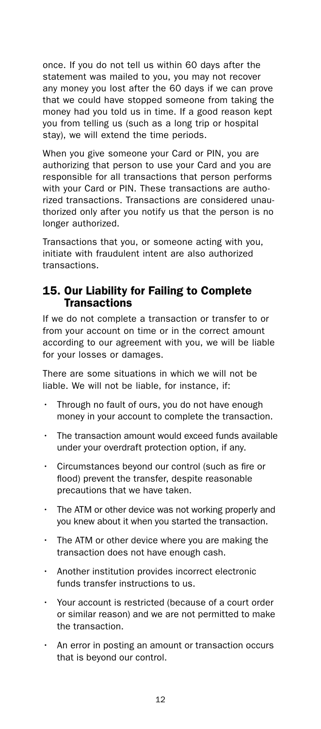once. If you do not tell us within 60 days after the statement was mailed to you, you may not recover any money you lost after the 60 days if we can prove that we could have stopped someone from taking the money had you told us in time. If a good reason kept you from telling us (such as a long trip or hospital stay), we will extend the time periods.

When you give someone your Card or PIN, you are authorizing that person to use your Card and you are responsible for all transactions that person performs with your Card or PIN. These transactions are authorized transactions. Transactions are considered unauthorized only after you notify us that the person is no longer authorized.

Transactions that you, or someone acting with you, initiate with fraudulent intent are also authorized transactions.

## 15. Our Liability for Failing to Complete Transactions

If we do not complete a transaction or transfer to or from your account on time or in the correct amount according to our agreement with you, we will be liable for your losses or damages.

There are some situations in which we will not be liable. We will not be liable, for instance, if:

- Through no fault of ours, you do not have enough money in your account to complete the transaction.
- The transaction amount would exceed funds available under your overdraft protection option, if any.
- Circumstances beyond our control (such as fire or flood) prevent the transfer, despite reasonable precautions that we have taken.
- The ATM or other device was not working properly and you knew about it when you started the transaction.
- The ATM or other device where you are making the transaction does not have enough cash.
- Another institution provides incorrect electronic funds transfer instructions to us.
- Your account is restricted (because of a court order or similar reason) and we are not permitted to make the transaction.
- An error in posting an amount or transaction occurs that is beyond our control.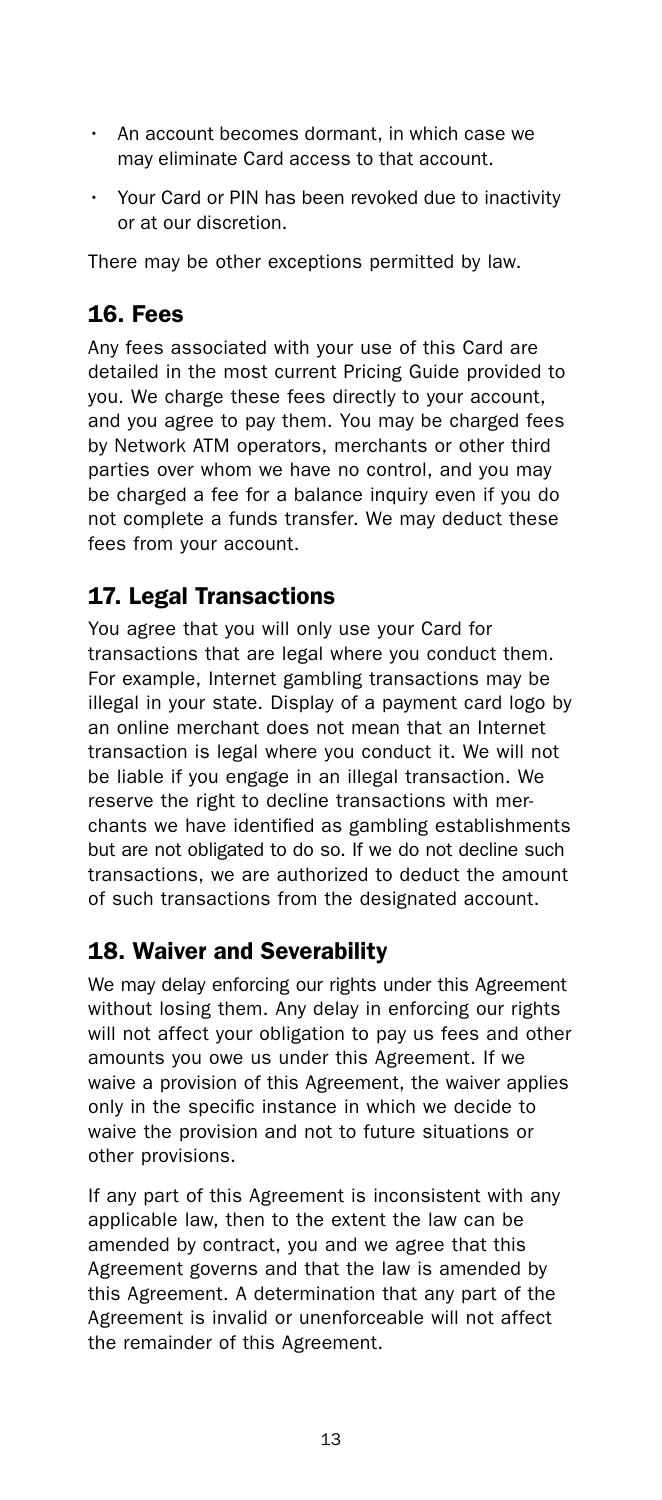- An account becomes dormant, in which case we may eliminate Card access to that account.
- Your Card or PIN has been revoked due to inactivity or at our discretion.

There may be other exceptions permitted by law.

## 16. Fees

Any fees associated with your use of this Card are detailed in the most current Pricing Guide provided to you. We charge these fees directly to your account, and you agree to pay them. You may be charged fees by Network ATM operators, merchants or other third parties over whom we have no control, and you may be charged a fee for a balance inquiry even if you do not complete a funds transfer. We may deduct these fees from your account.

## 17. Legal Transactions

You agree that you will only use your Card for transactions that are legal where you conduct them. For example, Internet gambling transactions may be illegal in your state. Display of a payment card logo by an online merchant does not mean that an Internet transaction is legal where you conduct it. We will not be liable if you engage in an illegal transaction. We reserve the right to decline transactions with merchants we have identified as gambling establishments but are not obligated to do so. If we do not decline such transactions, we are authorized to deduct the amount of such transactions from the designated account.

## 18. Waiver and Severability

We may delay enforcing our rights under this Agreement without losing them. Any delay in enforcing our rights will not affect your obligation to pay us fees and other amounts you owe us under this Agreement. If we waive a provision of this Agreement, the waiver applies only in the specific instance in which we decide to waive the provision and not to future situations or other provisions.

If any part of this Agreement is inconsistent with any applicable law, then to the extent the law can be amended by contract, you and we agree that this Agreement governs and that the law is amended by this Agreement. A determination that any part of the Agreement is invalid or unenforceable will not affect the remainder of this Agreement.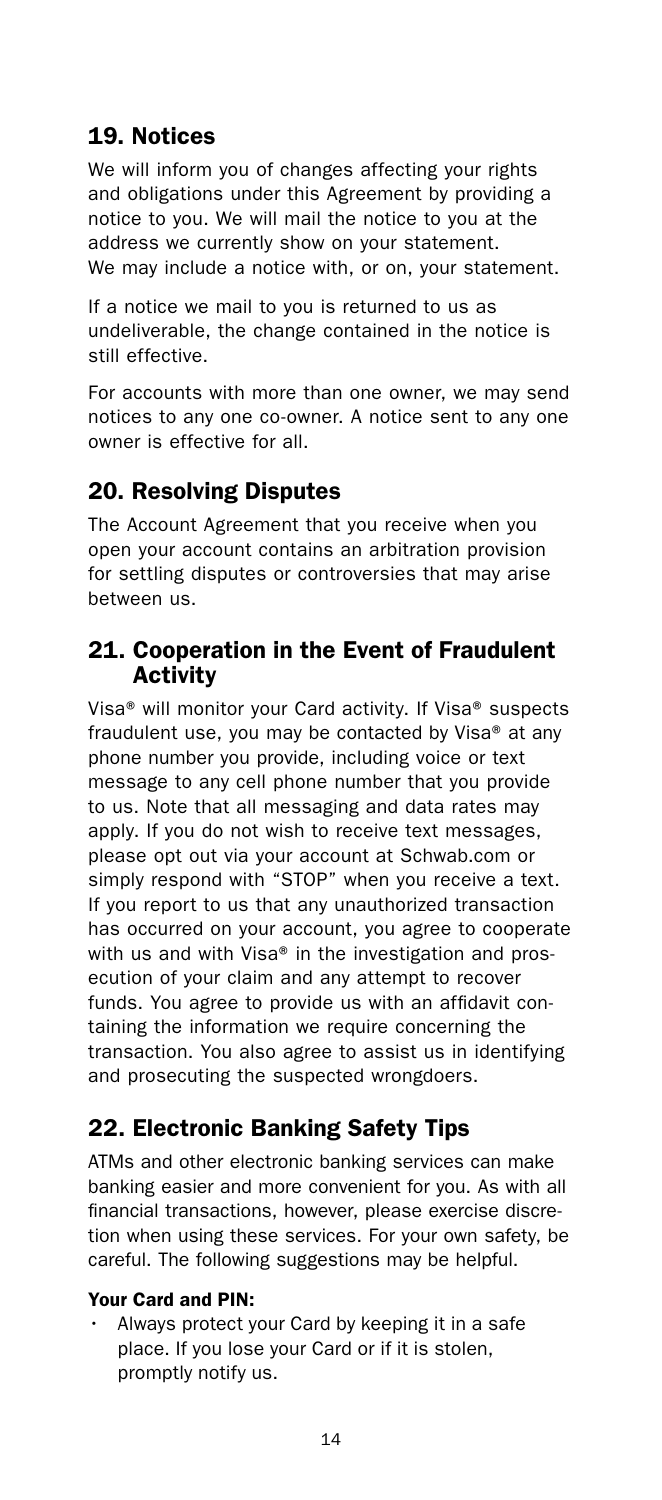## 19. Notices

We will inform you of changes affecting your rights and obligations under this Agreement by providing a notice to you. We will mail the notice to you at the address we currently show on your statement. We may include a notice with, or on, your statement.

If a notice we mail to you is returned to us as undeliverable, the change contained in the notice is still effective.

For accounts with more than one owner, we may send notices to any one co-owner. A notice sent to any one owner is effective for all.

## 20. Resolving Disputes

The Account Agreement that you receive when you open your account contains an arbitration provision for settling disputes or controversies that may arise between us.

## 21. Cooperation in the Event of Fraudulent Activity

Visa® will monitor your Card activity. If Visa® suspects fraudulent use, you may be contacted by Visa® at any phone number you provide, including voice or text message to any cell phone number that you provide to us. Note that all messaging and data rates may apply. If you do not wish to receive text messages, please opt out via your account at Schwab.com or simply respond with "STOP" when you receive a text. If you report to us that any unauthorized transaction has occurred on your account, you agree to cooperate with us and with Visa® in the investigation and prosecution of your claim and any attempt to recover funds. You agree to provide us with an affidavit containing the information we require concerning the transaction. You also agree to assist us in identifying and prosecuting the suspected wrongdoers.

## 22. Electronic Banking Safety Tips

ATMs and other electronic banking services can make banking easier and more convenient for you. As with all financial transactions, however, please exercise discretion when using these services. For your own safety, be careful. The following suggestions may be helpful.

**Your Card and PIN:**

- Always protect your Card by keeping it in a safe place. If you lose your Card or if it is stolen, promptly notify us.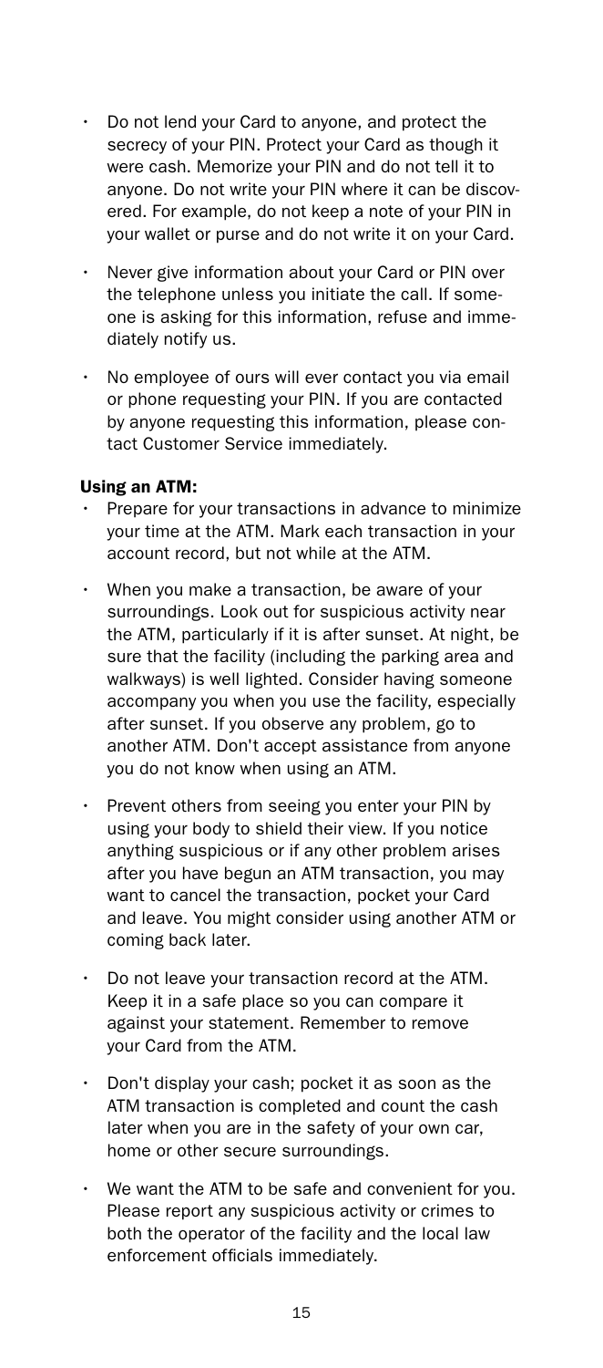- Do not lend your Card to anyone, and protect the secrecy of your PIN. Protect your Card as though it were cash. Memorize your PIN and do not tell it to anyone. Do not write your PIN where it can be discovered. For example, do not keep a note of your PIN in your wallet or purse and do not write it on your Card.
- Never give information about your Card or PIN over the telephone unless you initiate the call. If someone is asking for this information, refuse and immediately notify us.
- No employee of ours will ever contact you via email or phone requesting your PIN. If you are contacted by anyone requesting this information, please contact Customer Service immediately.

**Using an ATM:**

- Prepare for your transactions in advance to minimize your time at the ATM. Mark each transaction in your account record, but not while at the ATM.
- When you make a transaction, be aware of your surroundings. Look out for suspicious activity near the ATM, particularly if it is after sunset. At night, be sure that the facility (including the parking area and walkways) is well lighted. Consider having someone accompany you when you use the facility, especially after sunset. If you observe any problem, go to another ATM. Don't accept assistance from anyone you do not know when using an ATM.
- Prevent others from seeing you enter your PIN by using your body to shield their view. If you notice anything suspicious or if any other problem arises after you have begun an ATM transaction, you may want to cancel the transaction, pocket your Card and leave. You might consider using another ATM or coming back later.
- Do not leave your transaction record at the ATM. Keep it in a safe place so you can compare it against your statement. Remember to remove your Card from the ATM.
- Don't display your cash; pocket it as soon as the ATM transaction is completed and count the cash later when you are in the safety of your own car, home or other secure surroundings.
- We want the ATM to be safe and convenient for you. Please report any suspicious activity or crimes to both the operator of the facility and the local law enforcement officials immediately.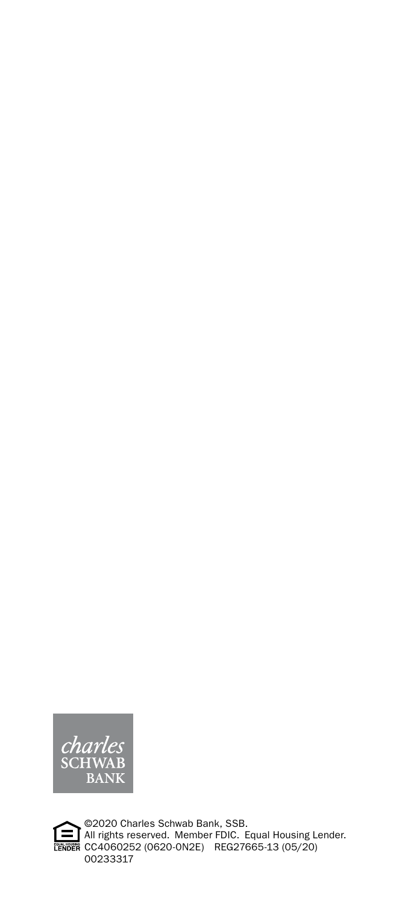charles
SCHWAB
BANK

EQUAL HOUSING LENDER

©2020 Charles Schwab Bank, SSB.
All rights reserved. Member FDIC. Equal Housing Lender.
CC4060252 (0620-0N2E) REG27665-13 (05/20)
00233317